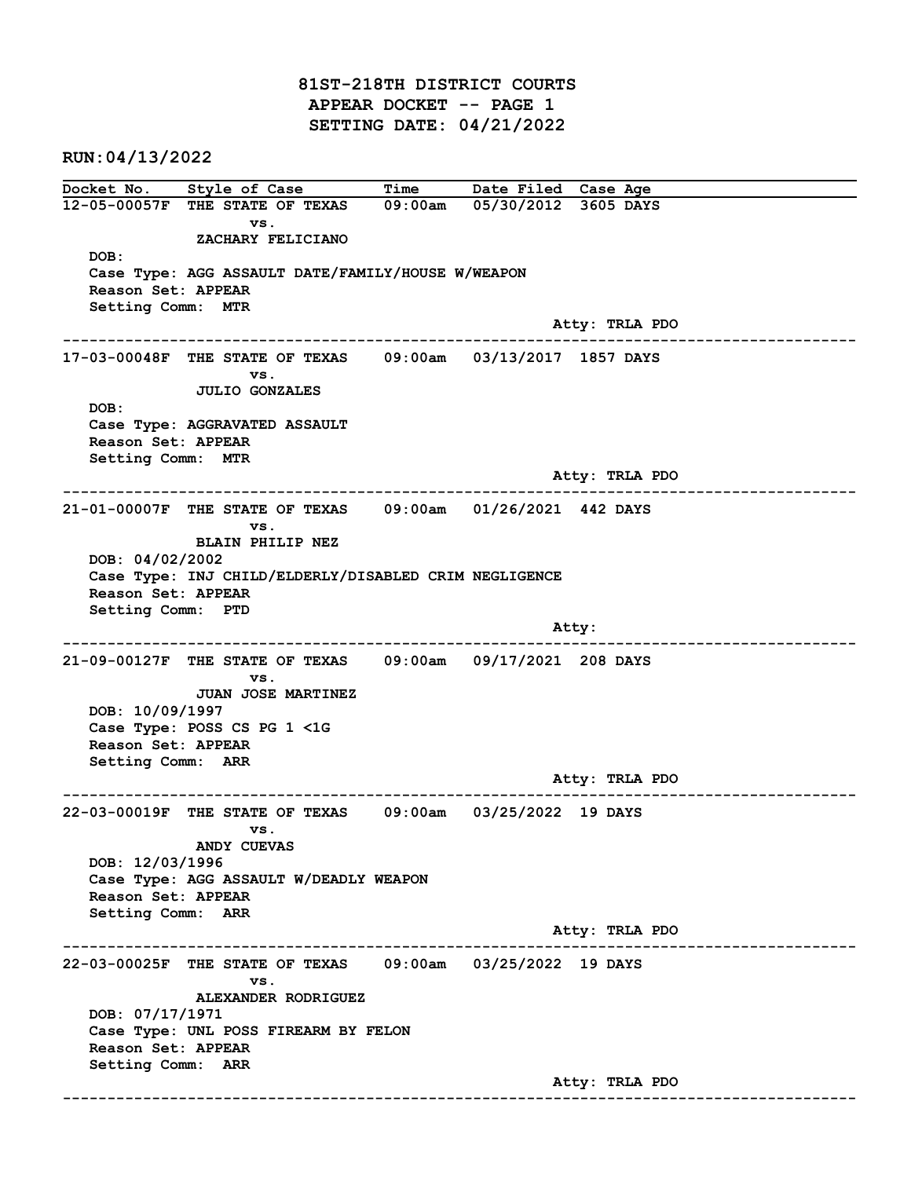# 81ST-218TH DISTRICT COURTS
## APPEAR DOCKET -- PAGE 1
## SETTING DATE: 04/21/2022

**RUN:04/13/2022**

| Docket No. | Style of Case | Time | Date Filed | Case Age |
|---|---|---|---|---|
| 12-05-00057F | THE STATE OF TEXAS vs. ZACHARY FELICIANO | 09:00am | 05/30/2012 | 3605 DAYS |

DOB:
Case Type: AGG ASSAULT DATE/FAMILY/HOUSE W/WEAPON
Reason Set: APPEAR
Setting Comm: MTR
Atty: TRLA PDO

---

| Docket No. | Style of Case | Time | Date Filed | Case Age |
|---|---|---|---|---|
| 17-03-00048F | THE STATE OF TEXAS vs. JULIO GONZALES | 09:00am | 03/13/2017 | 1857 DAYS |

DOB:
Case Type: AGGRAVATED ASSAULT
Reason Set: APPEAR
Setting Comm: MTR
Atty: TRLA PDO

---

| Docket No. | Style of Case | Time | Date Filed | Case Age |
|---|---|---|---|---|
| 21-01-00007F | THE STATE OF TEXAS vs. BLAIN PHILIP NEZ | 09:00am | 01/26/2021 | 442 DAYS |

DOB: 04/02/2002
Case Type: INJ CHILD/ELDERLY/DISABLED CRIM NEGLIGENCE
Reason Set: APPEAR
Setting Comm: PTD
Atty:

---

| Docket No. | Style of Case | Time | Date Filed | Case Age |
|---|---|---|---|---|
| 21-09-00127F | THE STATE OF TEXAS vs. JUAN JOSE MARTINEZ | 09:00am | 09/17/2021 | 208 DAYS |

DOB: 10/09/1997
Case Type: POSS CS PG 1 <1G
Reason Set: APPEAR
Setting Comm: ARR
Atty: TRLA PDO

---

| Docket No. | Style of Case | Time | Date Filed | Case Age |
|---|---|---|---|---|
| 22-03-00019F | THE STATE OF TEXAS vs. ANDY CUEVAS | 09:00am | 03/25/2022 | 19 DAYS |

DOB: 12/03/1996
Case Type: AGG ASSAULT W/DEADLY WEAPON
Reason Set: APPEAR
Setting Comm: ARR
Atty: TRLA PDO

---

| Docket No. | Style of Case | Time | Date Filed | Case Age |
|---|---|---|---|---|
| 22-03-00025F | THE STATE OF TEXAS vs. ALEXANDER RODRIGUEZ | 09:00am | 03/25/2022 | 19 DAYS |

DOB: 07/17/1971
Case Type: UNL POSS FIREARM BY FELON
Reason Set: APPEAR
Setting Comm: ARR
Atty: TRLA PDO

---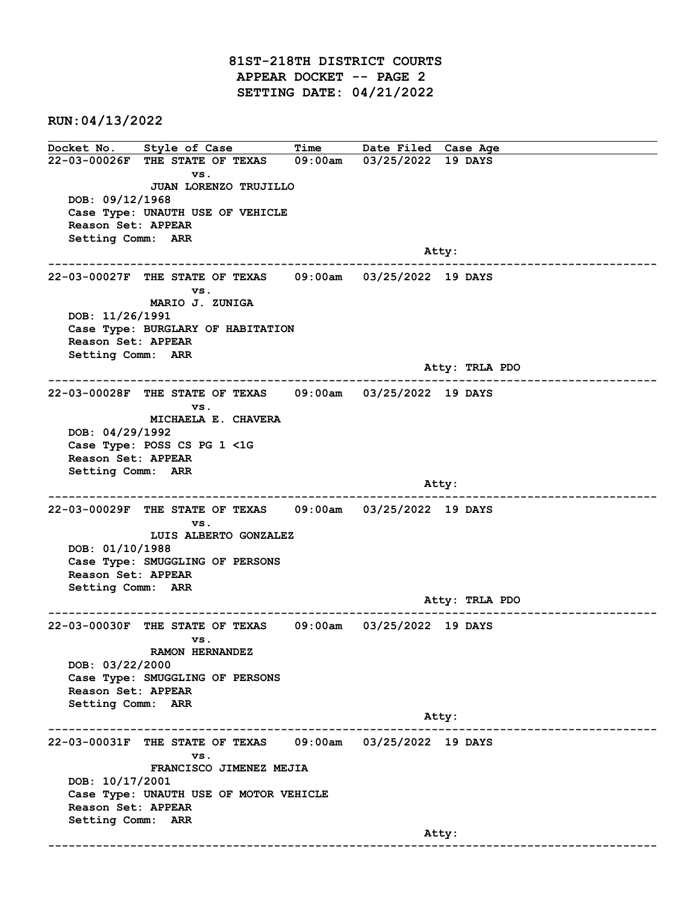# 81ST-218TH DISTRICT COURTS
## APPEAR DOCKET -- PAGE 2
## SETTING DATE: 04/21/2022

**RUN:04/13/2022**

| Docket No. | Style of Case | Time | Date Filed | Case Age |
|---|---|---|---|---|

**22-03-00026F** THE STATE OF TEXAS vs. JUAN LORENZO TRUJILLO — 09:00am — 03/25/2022 — 19 DAYS
DOB: 09/12/1968
Case Type: UNAUTH USE OF VEHICLE
Reason Set: APPEAR
Setting Comm: ARR
Atty:

---

**22-03-00027F** THE STATE OF TEXAS vs. MARIO J. ZUNIGA — 09:00am — 03/25/2022 — 19 DAYS
DOB: 11/26/1991
Case Type: BURGLARY OF HABITATION
Reason Set: APPEAR
Setting Comm: ARR
Atty: TRLA PDO

---

**22-03-00028F** THE STATE OF TEXAS vs. MICHAELA E. CHAVERA — 09:00am — 03/25/2022 — 19 DAYS
DOB: 04/29/1992
Case Type: POSS CS PG 1 <1G
Reason Set: APPEAR
Setting Comm: ARR
Atty:

---

**22-03-00029F** THE STATE OF TEXAS vs. LUIS ALBERTO GONZALEZ — 09:00am — 03/25/2022 — 19 DAYS
DOB: 01/10/1988
Case Type: SMUGGLING OF PERSONS
Reason Set: APPEAR
Setting Comm: ARR
Atty: TRLA PDO

---

**22-03-00030F** THE STATE OF TEXAS vs. RAMON HERNANDEZ — 09:00am — 03/25/2022 — 19 DAYS
DOB: 03/22/2000
Case Type: SMUGGLING OF PERSONS
Reason Set: APPEAR
Setting Comm: ARR
Atty:

---

**22-03-00031F** THE STATE OF TEXAS vs. FRANCISCO JIMENEZ MEJIA — 09:00am — 03/25/2022 — 19 DAYS
DOB: 10/17/2001
Case Type: UNAUTH USE OF MOTOR VEHICLE
Reason Set: APPEAR
Setting Comm: ARR
Atty:

---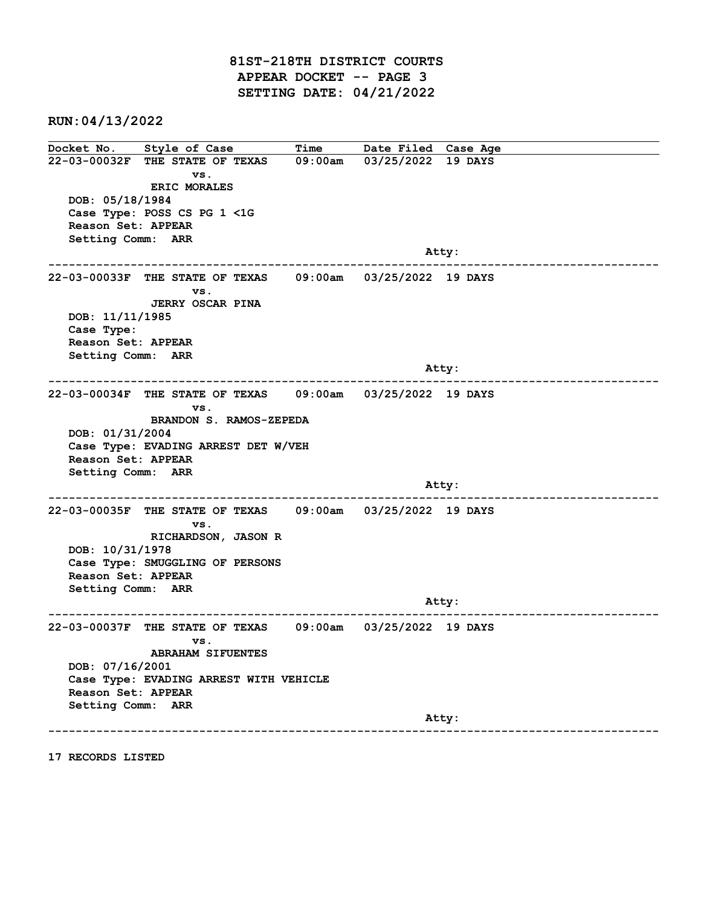# 81ST-218TH DISTRICT COURTS
## APPEAR DOCKET -- PAGE 3
## SETTING DATE: 04/21/2022

**RUN:04/13/2022**

| Docket No. | Style of Case | Time | Date Filed | Case Age |
|---|---|---|---|---|
| 22-03-00032F | THE STATE OF TEXAS vs. ERIC MORALES | 09:00am | 03/25/2022 | 19 DAYS |

DOB: 05/18/1984
Case Type: POSS CS PG 1 <1G
Reason Set: APPEAR
Setting Comm: ARR
Atty:

---

| Docket No. | Style of Case | Time | Date Filed | Case Age |
|---|---|---|---|---|
| 22-03-00033F | THE STATE OF TEXAS vs. JERRY OSCAR PINA | 09:00am | 03/25/2022 | 19 DAYS |

DOB: 11/11/1985
Case Type:
Reason Set: APPEAR
Setting Comm: ARR
Atty:

---

| Docket No. | Style of Case | Time | Date Filed | Case Age |
|---|---|---|---|---|
| 22-03-00034F | THE STATE OF TEXAS vs. BRANDON S. RAMOS-ZEPEDA | 09:00am | 03/25/2022 | 19 DAYS |

DOB: 01/31/2004
Case Type: EVADING ARREST DET W/VEH
Reason Set: APPEAR
Setting Comm: ARR
Atty:

---

| Docket No. | Style of Case | Time | Date Filed | Case Age |
|---|---|---|---|---|
| 22-03-00035F | THE STATE OF TEXAS vs. RICHARDSON, JASON R | 09:00am | 03/25/2022 | 19 DAYS |

DOB: 10/31/1978
Case Type: SMUGGLING OF PERSONS
Reason Set: APPEAR
Setting Comm: ARR
Atty:

---

| Docket No. | Style of Case | Time | Date Filed | Case Age |
|---|---|---|---|---|
| 22-03-00037F | THE STATE OF TEXAS vs. ABRAHAM SIFUENTES | 09:00am | 03/25/2022 | 19 DAYS |

DOB: 07/16/2001
Case Type: EVADING ARREST WITH VEHICLE
Reason Set: APPEAR
Setting Comm: ARR
Atty:

---

17 RECORDS LISTED